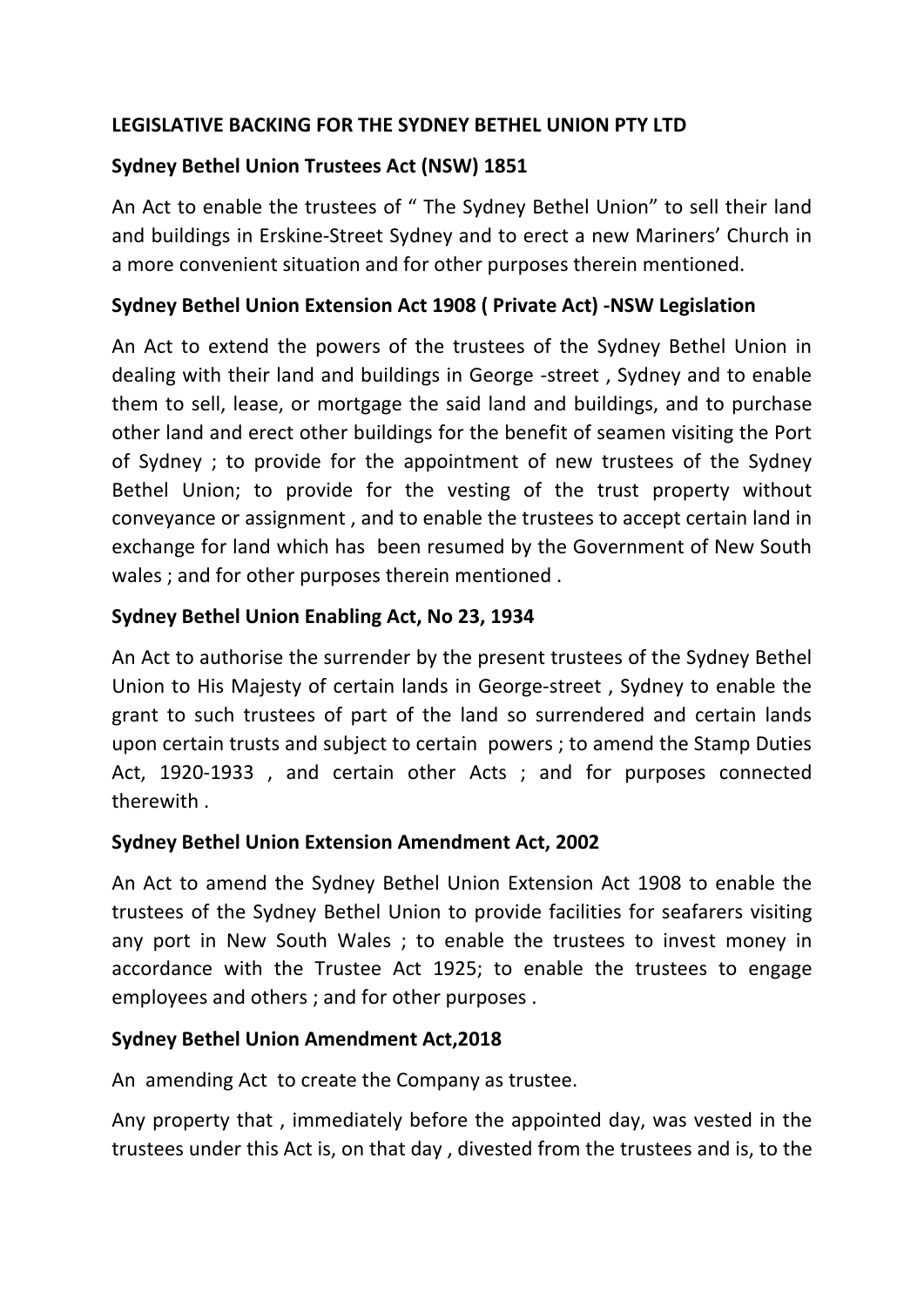## LEGISLATIVE BACKING FOR THE SYDNEY BETHEL UNION PTY LTD

### Sydney Bethel Union Trustees Act (NSW) 1851

An Act to enable the trustees of " The Sydney Bethel Union" to sell their land and buildings in Erskine-Street Sydney and to erect a new Mariners' Church in a more convenient situation and for other purposes therein mentioned.

### Sydney Bethel Union Extension Act 1908 ( Private Act) -NSW Legislation

An Act to extend the powers of the trustees of the Sydney Bethel Union in dealing with their land and buildings in George -street , Sydney and to enable them to sell, lease, or mortgage the said land and buildings, and to purchase other land and erect other buildings for the benefit of seamen visiting the Port of Sydney ; to provide for the appointment of new trustees of the Sydney Bethel Union; to provide for the vesting of the trust property without conveyance or assignment , and to enable the trustees to accept certain land in exchange for land which has been resumed by the Government of New South wales ; and for other purposes therein mentioned .

### Sydney Bethel Union Enabling Act, No 23, 1934

An Act to authorise the surrender by the present trustees of the Sydney Bethel Union to His Majesty of certain lands in George-street , Sydney to enable the grant to such trustees of part of the land so surrendered and certain lands upon certain trusts and subject to certain powers ; to amend the Stamp Duties Act, 1920-1933 , and certain other Acts ; and for purposes connected therewith .

### Sydney Bethel Union Extension Amendment Act, 2002

An Act to amend the Sydney Bethel Union Extension Act 1908 to enable the trustees of the Sydney Bethel Union to provide facilities for seafarers visiting any port in New South Wales ; to enable the trustees to invest money in accordance with the Trustee Act 1925; to enable the trustees to engage employees and others ; and for other purposes .

### Sydney Bethel Union Amendment Act,2018

An amending Act to create the Company as trustee.

Any property that , immediately before the appointed day, was vested in the trustees under this Act is, on that day , divested from the trustees and is, to the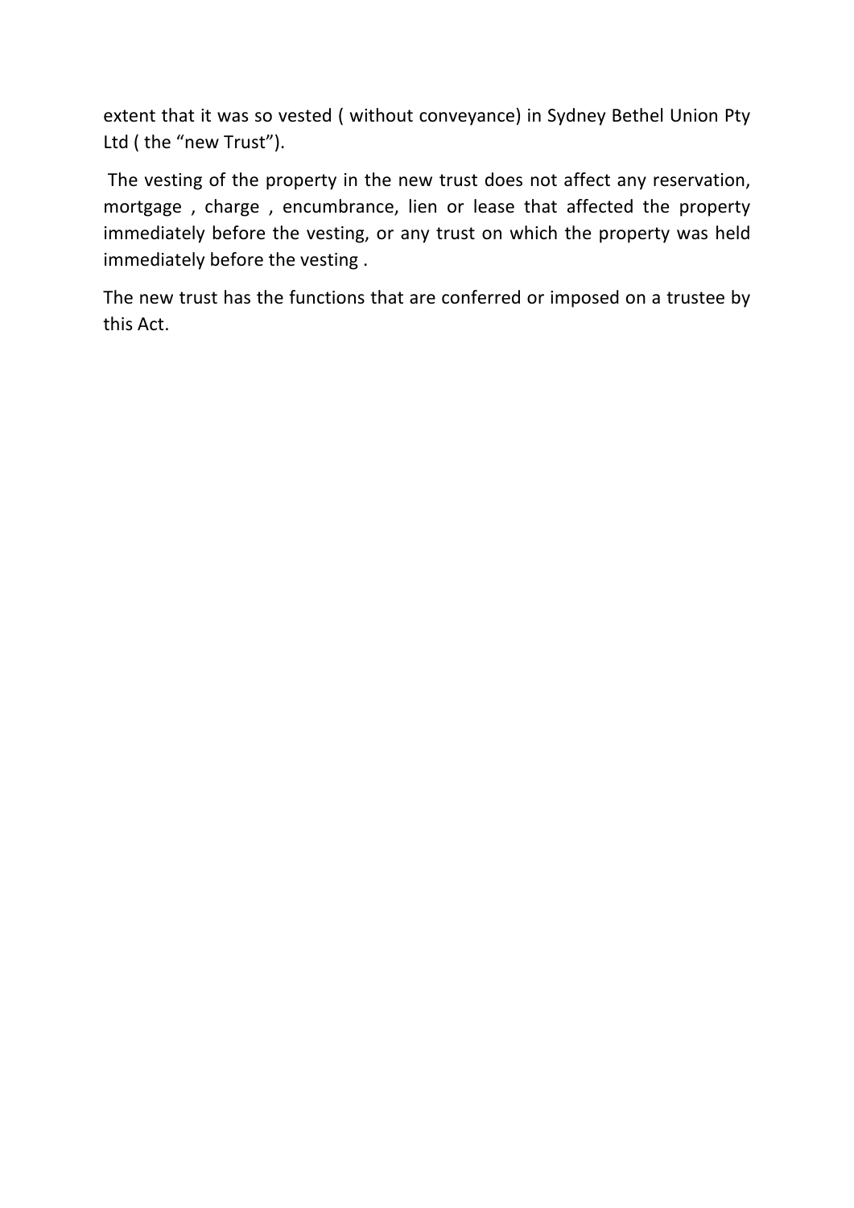extent that it was so vested ( without conveyance) in Sydney Bethel Union Pty Ltd ( the “new Trust”).

The vesting of the property in the new trust does not affect any reservation, mortgage , charge , encumbrance, lien or lease that affected the property immediately before the vesting, or any trust on which the property was held immediately before the vesting .

The new trust has the functions that are conferred or imposed on a trustee by this Act.